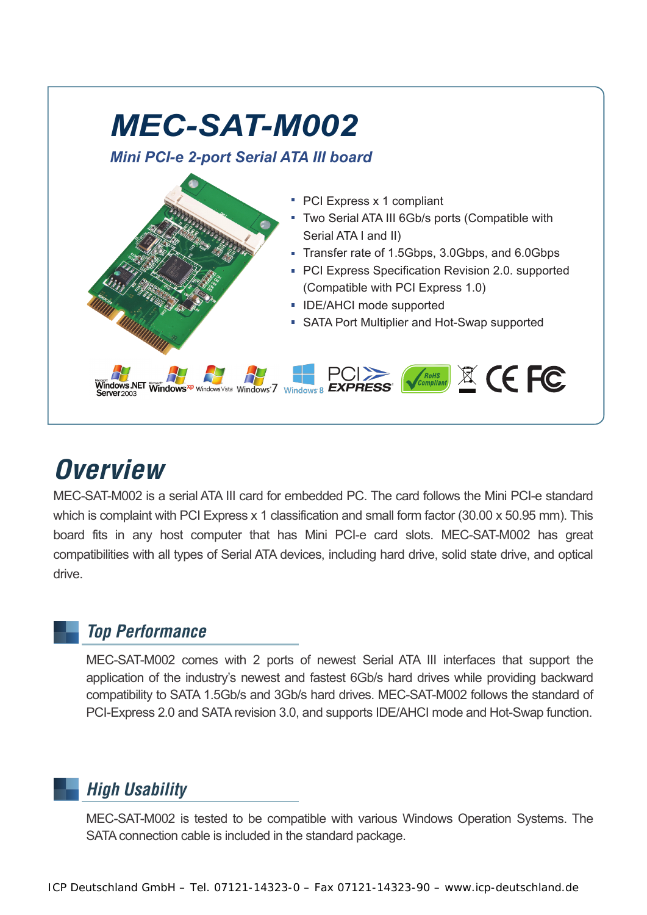# MEC-SAT-M002

*Mini PCI-e 2-port Serial ATA III board*

- PCI Express x 1 compliant
- Two Serial ATA III 6Gb/s ports (Compatible with Serial ATA I and II)
- Transfer rate of 1.5Gbps, 3.0Gbps, and 6.0Gbps
- PCI Express Specification Revision 2.0. supported (Compatible with PCI Express 1.0)
- IDE/AHCI mode supported
- SATA Port Multiplier and Hot-Swap supported

## Overview

MEC-SAT-M002 is a serial ATA III card for embedded PC. The card follows the Mini PCI-e standard which is complaint with PCI Express x 1 classification and small form factor (30.00 x 50.95 mm). This board fits in any host computer that has Mini PCI-e card slots. MEC-SAT-M002 has great compatibilities with all types of Serial ATA devices, including hard drive, solid state drive, and optical drive.

### Top Performance

MEC-SAT-M002 comes with 2 ports of newest Serial ATA III interfaces that support the application of the industry's newest and fastest 6Gb/s hard drives while providing backward compatibility to SATA 1.5Gb/s and 3Gb/s hard drives. MEC-SAT-M002 follows the standard of PCI-Express 2.0 and SATA revision 3.0, and supports IDE/AHCI mode and Hot-Swap function.

### High Usability

MEC-SAT-M002 is tested to be compatible with various Windows Operation Systems. The SATA connection cable is included in the standard package.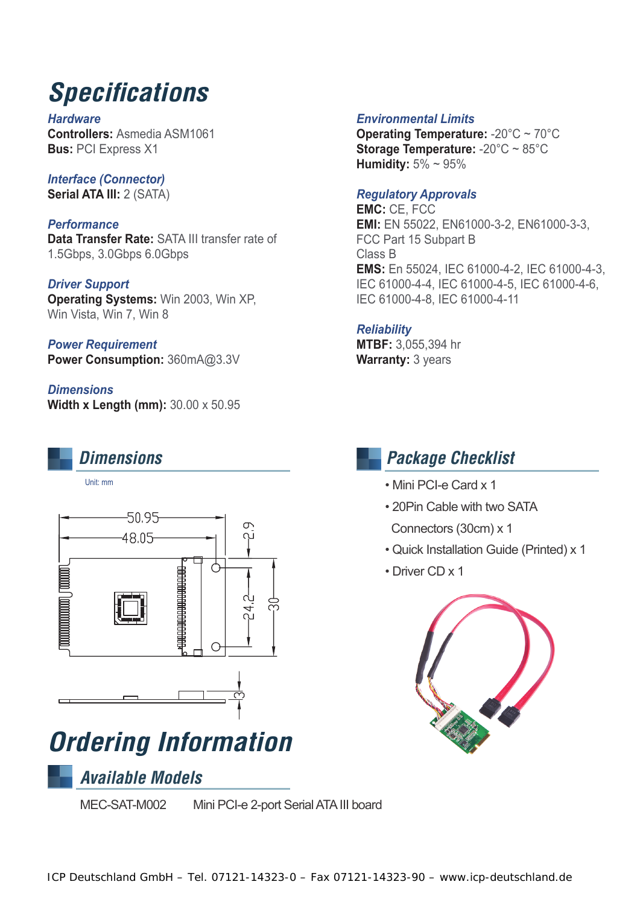# Specifications

### Hardware

**Controllers:** Asmedia ASM1061
**Bus:** PCI Express X1

### Interface (Connector)

**Serial ATA III:** 2 (SATA)

### Performance

**Data Transfer Rate:** SATA III transfer rate of 1.5Gbps, 3.0Gbps 6.0Gbps

### Driver Support

**Operating Systems:** Win 2003, Win XP, Win Vista, Win 7, Win 8

### Power Requirement

**Power Consumption:** 360mA@3.3V

### Dimensions

**Width x Length (mm):** 30.00 x 50.95

### Environmental Limits

**Operating Temperature:** -20°C ~ 70°C
**Storage Temperature:** -20°C ~ 85°C
**Humidity:** 5% ~ 95%

### Regulatory Approvals

**EMC:** CE, FCC
**EMI:** EN 55022, EN61000-3-2, EN61000-3-3, FCC Part 15 Subpart B Class B
**EMS:** En 55024, IEC 61000-4-2, IEC 61000-4-3, IEC 61000-4-4, IEC 61000-4-5, IEC 61000-4-6, IEC 61000-4-8, IEC 61000-4-11

### Reliability

**MTBF:** 3,055,394 hr
**Warranty:** 3 years

## Dimensions

Unit: mm

50.95
48.05
2.9
24.2
30
3

## Package Checklist

- Mini PCI-e Card x 1
- 20Pin Cable with two SATA Connectors (30cm) x 1
- Quick Installation Guide (Printed) x 1
- Driver CD x 1

# Ordering Information

## Available Models

MEC-SAT-M002 Mini PCI-e 2-port Serial ATA III board

ICP Deutschland GmbH – Tel. 07121-14323-0 – Fax 07121-14323-90 – www.icp-deutschland.de